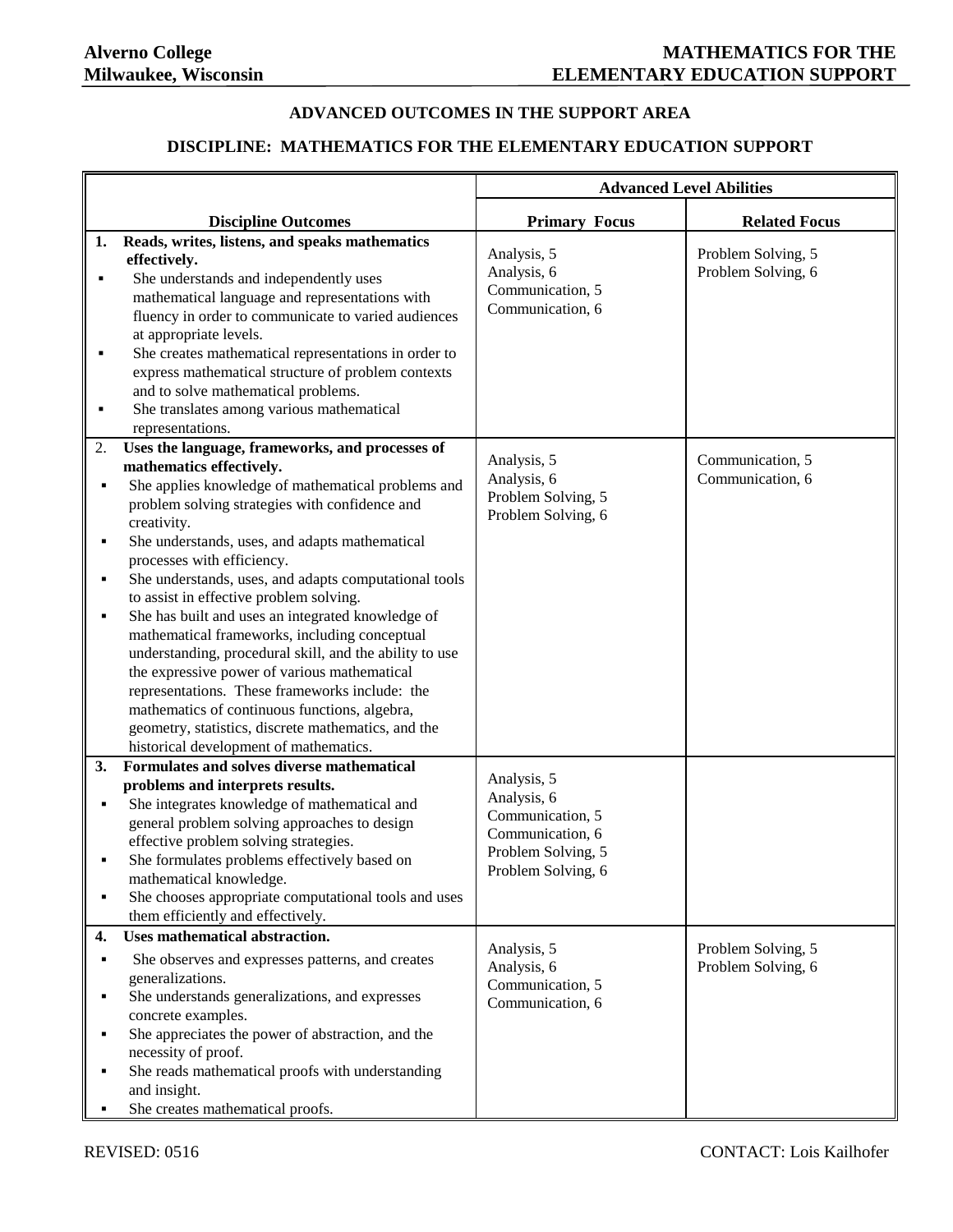Alverno College
Milwaukee, Wisconsin

MATHEMATICS FOR THE ELEMENTARY EDUCATION SUPPORT

## ADVANCED OUTCOMES IN THE SUPPORT AREA

## DISCIPLINE: MATHEMATICS FOR THE ELEMENTARY EDUCATION SUPPORT

| | Advanced Level Abilities | |
|---|---|---|
| **Discipline Outcomes** | **Primary Focus** | **Related Focus** |
| **1. Reads, writes, listens, and speaks mathematics effectively.**<br>▪ She understands and independently uses mathematical language and representations with fluency in order to communicate to varied audiences at appropriate levels.<br>▪ She creates mathematical representations in order to express mathematical structure of problem contexts and to solve mathematical problems.<br>▪ She translates among various mathematical representations. | Analysis, 5<br>Analysis, 6<br>Communication, 5<br>Communication, 6 | Problem Solving, 5<br>Problem Solving, 6 |
| 2. **Uses the language, frameworks, and processes of mathematics effectively.**<br>▪ She applies knowledge of mathematical problems and problem solving strategies with confidence and creativity.<br>▪ She understands, uses, and adapts mathematical processes with efficiency.<br>▪ She understands, uses, and adapts computational tools to assist in effective problem solving.<br>▪ She has built and uses an integrated knowledge of mathematical frameworks, including conceptual understanding, procedural skill, and the ability to use the expressive power of various mathematical representations. These frameworks include: the mathematics of continuous functions, algebra, geometry, statistics, discrete mathematics, and the historical development of mathematics. | Analysis, 5<br>Analysis, 6<br>Problem Solving, 5<br>Problem Solving, 6 | Communication, 5<br>Communication, 6 |
| **3. Formulates and solves diverse mathematical problems and interprets results.**<br>▪ She integrates knowledge of mathematical and general problem solving approaches to design effective problem solving strategies.<br>▪ She formulates problems effectively based on mathematical knowledge.<br>▪ She chooses appropriate computational tools and uses them efficiently and effectively. | Analysis, 5<br>Analysis, 6<br>Communication, 5<br>Communication, 6<br>Problem Solving, 5<br>Problem Solving, 6 | |
| **4. Uses mathematical abstraction.**<br>▪ She observes and expresses patterns, and creates generalizations.<br>▪ She understands generalizations, and expresses concrete examples.<br>▪ She appreciates the power of abstraction, and the necessity of proof.<br>▪ She reads mathematical proofs with understanding and insight.<br>▪ She creates mathematical proofs. | Analysis, 5<br>Analysis, 6<br>Communication, 5<br>Communication, 6 | Problem Solving, 5<br>Problem Solving, 6 |

REVISED: 0516

CONTACT: Lois Kailhofer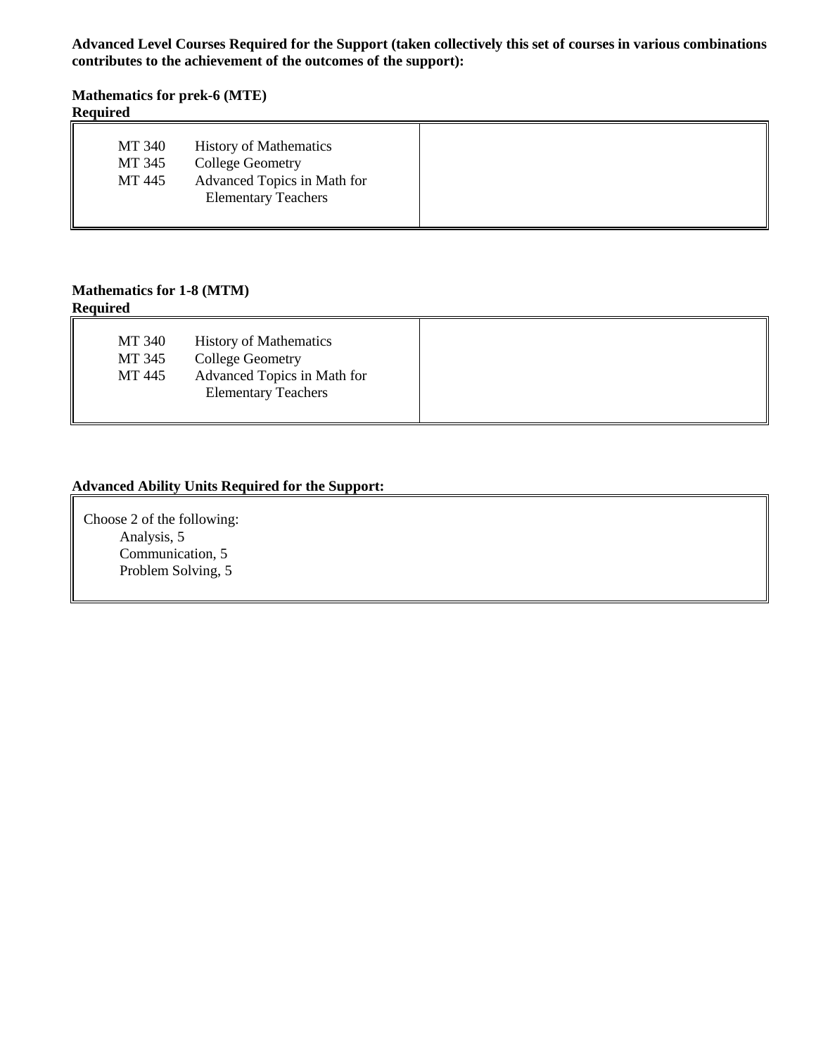**Advanced Level Courses Required for the Support (taken collectively this set of courses in various combinations contributes to the achievement of the outcomes of the support):**

**Mathematics for prek-6 (MTE)**
**Required**

| | |
|---|---|
| MT 340 History of Mathematics<br>MT 345 College Geometry<br>MT 445 Advanced Topics in Math for Elementary Teachers | |

**Mathematics for 1-8 (MTM)**
**Required**

| | |
|---|---|
| MT 340 History of Mathematics<br>MT 345 College Geometry<br>MT 445 Advanced Topics in Math for Elementary Teachers | |

**Advanced Ability Units Required for the Support:**

Choose 2 of the following:
- Analysis, 5
- Communication, 5
- Problem Solving, 5